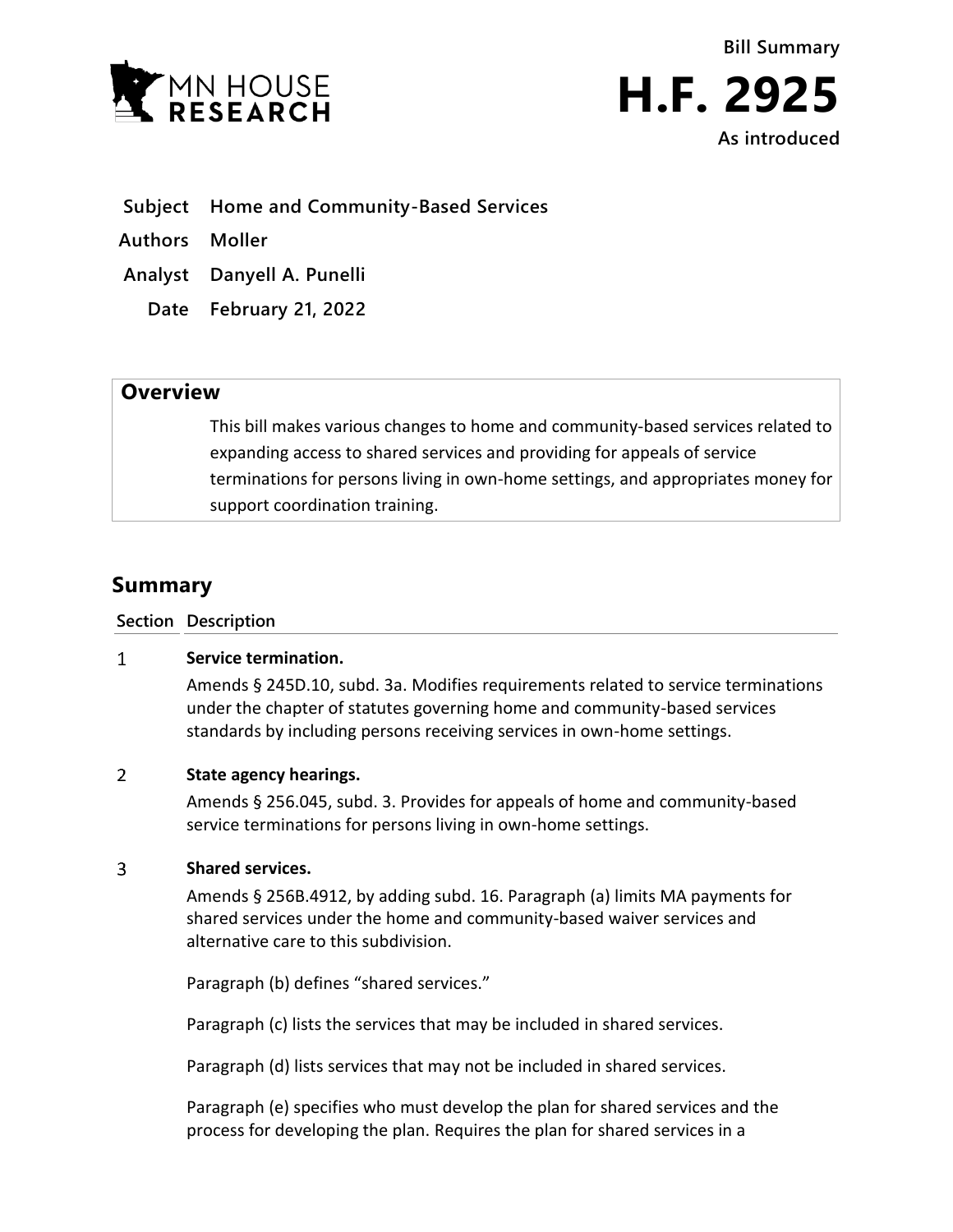Bill Summary

# H.F. 2925

As introduced

**Subject** Home and Community-Based Services

**Authors** Moller

**Analyst** Danyell A. Punelli

**Date** February 21, 2022

## Overview

This bill makes various changes to home and community-based services related to expanding access to shared services and providing for appeals of service terminations for persons living in own-home settings, and appropriates money for support coordination training.

## Summary

| Section | Description |
| --- | --- |
| 1 | **Service termination.**<br>Amends § 245D.10, subd. 3a. Modifies requirements related to service terminations under the chapter of statutes governing home and community-based services standards by including persons receiving services in own-home settings. |
| 2 | **State agency hearings.**<br>Amends § 256.045, subd. 3. Provides for appeals of home and community-based service terminations for persons living in own-home settings. |
| 3 | **Shared services.**<br>Amends § 256B.4912, by adding subd. 16. Paragraph (a) limits MA payments for shared services under the home and community-based waiver services and alternative care to this subdivision.<br><br>Paragraph (b) defines "shared services."<br><br>Paragraph (c) lists the services that may be included in shared services.<br><br>Paragraph (d) lists services that may not be included in shared services.<br><br>Paragraph (e) specifies who must develop the plan for shared services and the process for developing the plan. Requires the plan for shared services in a |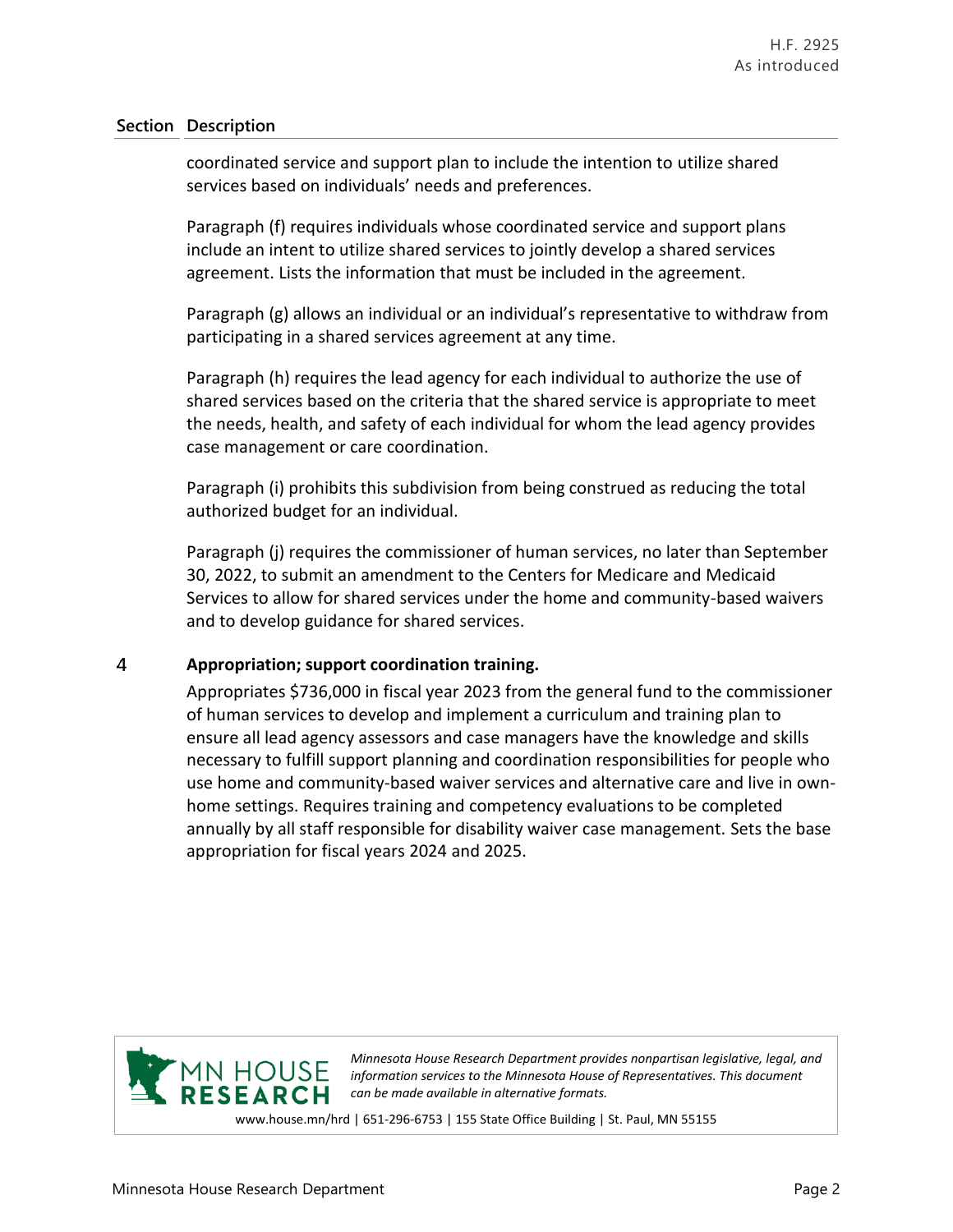| Section | Description |
|---|---|
| | coordinated service and support plan to include the intention to utilize shared services based on individuals' needs and preferences.<br><br>Paragraph (f) requires individuals whose coordinated service and support plans include an intent to utilize shared services to jointly develop a shared services agreement. Lists the information that must be included in the agreement.<br><br>Paragraph (g) allows an individual or an individual's representative to withdraw from participating in a shared services agreement at any time.<br><br>Paragraph (h) requires the lead agency for each individual to authorize the use of shared services based on the criteria that the shared service is appropriate to meet the needs, health, and safety of each individual for whom the lead agency provides case management or care coordination.<br><br>Paragraph (i) prohibits this subdivision from being construed as reducing the total authorized budget for an individual.<br><br>Paragraph (j) requires the commissioner of human services, no later than September 30, 2022, to submit an amendment to the Centers for Medicare and Medicaid Services to allow for shared services under the home and community-based waivers and to develop guidance for shared services. |
| 4 | **Appropriation; support coordination training.**<br>Appropriates $736,000 in fiscal year 2023 from the general fund to the commissioner of human services to develop and implement a curriculum and training plan to ensure all lead agency assessors and case managers have the knowledge and skills necessary to fulfill support planning and coordination responsibilities for people who use home and community-based waiver services and alternative care and live in own-home settings. Requires training and competency evaluations to be completed annually by all staff responsible for disability waiver case management. Sets the base appropriation for fiscal years 2024 and 2025. |

MN HOUSE RESEARCH

*Minnesota House Research Department provides nonpartisan legislative, legal, and information services to the Minnesota House of Representatives. This document can be made available in alternative formats.*

www.house.mn/hrd | 651-296-6753 | 155 State Office Building | St. Paul, MN 55155